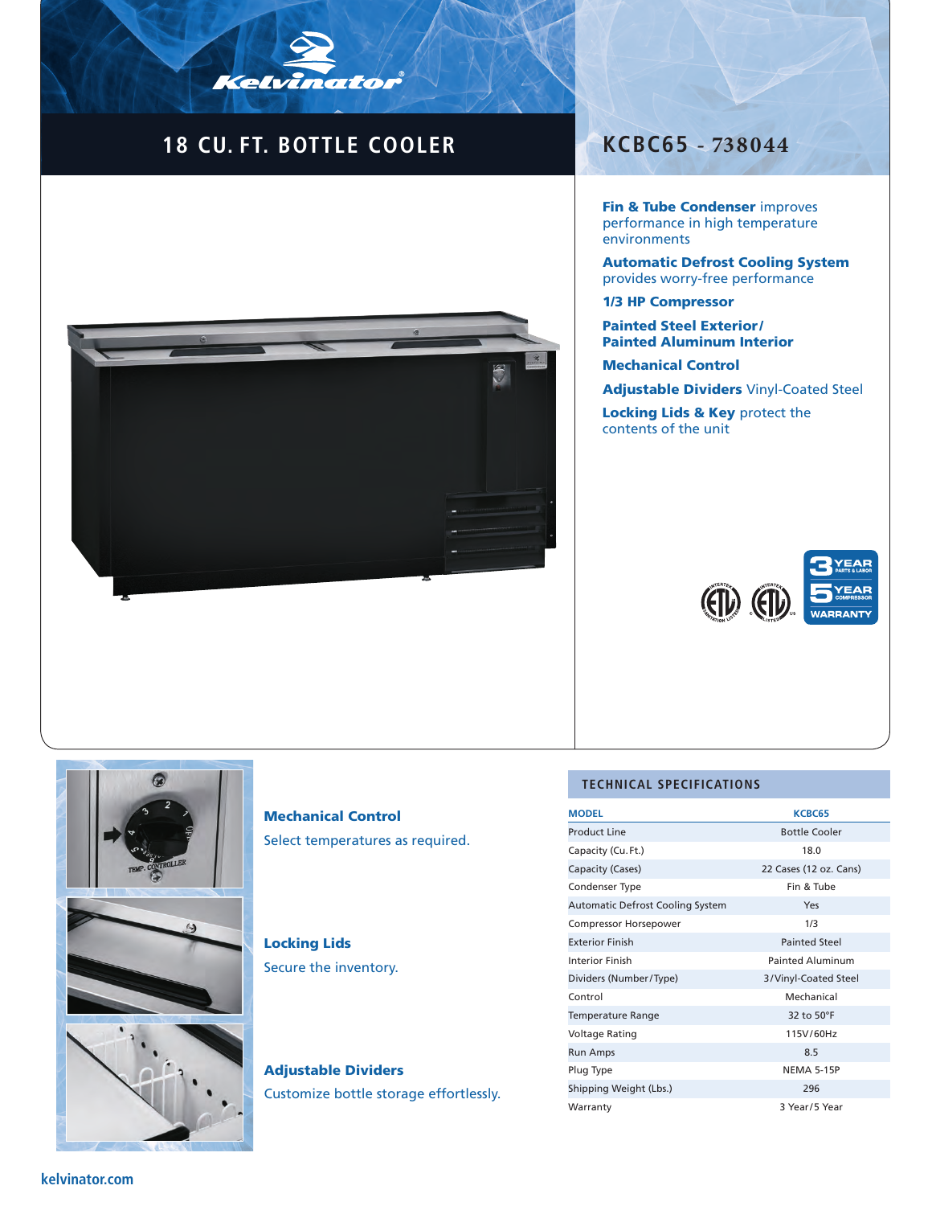Kelvinator

# 18 CU. FT. BOTTLE COOLER

## KCBC65 - 738044

**Fin & Tube Condenser** improves performance in high temperature environments

**Automatic Defrost Cooling System** provides worry-free performance

**1/3 HP Compressor**

**Painted Steel Exterior/ Painted Aluminum Interior**

**Mechanical Control**

**Adjustable Dividers** Vinyl-Coated Steel

**Locking Lids & Key** protect the contents of the unit

3 YEAR PARTS & LABOR
5 YEAR COMPRESSOR
WARRANTY

**Mechanical Control**

Select temperatures as required.

**Locking Lids**

Secure the inventory.

**Adjustable Dividers**

Customize bottle storage effortlessly.

### TECHNICAL SPECIFICATIONS

| MODEL | KCBC65 |
|---|---|
| Product Line | Bottle Cooler |
| Capacity (Cu.Ft.) | 18.0 |
| Capacity (Cases) | 22 Cases (12 oz. Cans) |
| Condenser Type | Fin & Tube |
| Automatic Defrost Cooling System | Yes |
| Compressor Horsepower | 1/3 |
| Exterior Finish | Painted Steel |
| Interior Finish | Painted Aluminum |
| Dividers (Number/Type) | 3/Vinyl-Coated Steel |
| Control | Mechanical |
| Temperature Range | 32 to 50°F |
| Voltage Rating | 115V/60Hz |
| Run Amps | 8.5 |
| Plug Type | NEMA 5-15P |
| Shipping Weight (Lbs.) | 296 |
| Warranty | 3 Year/5 Year |

kelvinator.com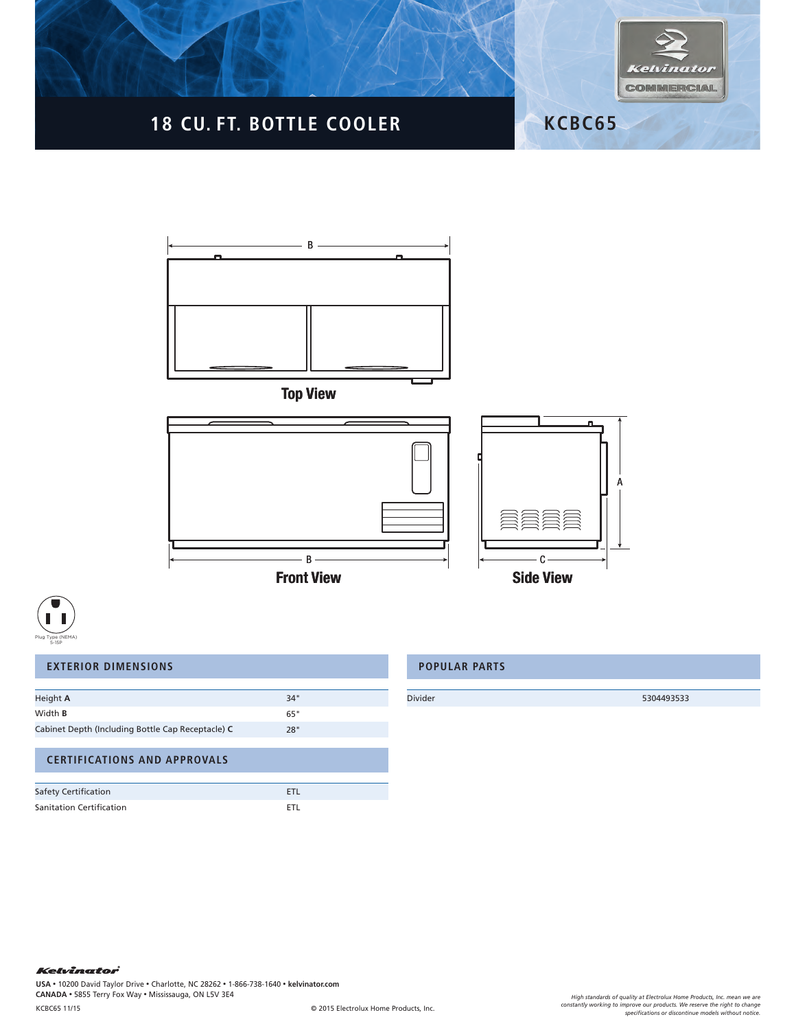# 18 CU. FT. BOTTLE COOLER

## KCBC65

B

Top View

B

Front View

A

C

Side View

Plug Type (NEMA) 5-15P

## EXTERIOR DIMENSIONS

| | |
|---|---|
| Height **A** | 34" |
| Width **B** | 65" |
| Cabinet Depth (Including Bottle Cap Receptacle) **C** | 28" |

## CERTIFICATIONS AND APPROVALS

| | |
|---|---|
| Safety Certification | ETL |
| Sanitation Certification | ETL |

## POPULAR PARTS

| | |
|---|---|
| Divider | 5304493533 |

Kelvinator®

**USA** • 10200 David Taylor Drive • Charlotte, NC 28262 • 1-866-738-1640 • **kelvinator.com**
**CANADA** • 5855 Terry Fox Way • Mississauga, ON L5V 3E4

KCBC65 11/15

© 2015 Electrolux Home Products, Inc.

*High standards of quality at Electrolux Home Products, Inc. mean we are constantly working to improve our products. We reserve the right to change specifications or discontinue models without notice.*